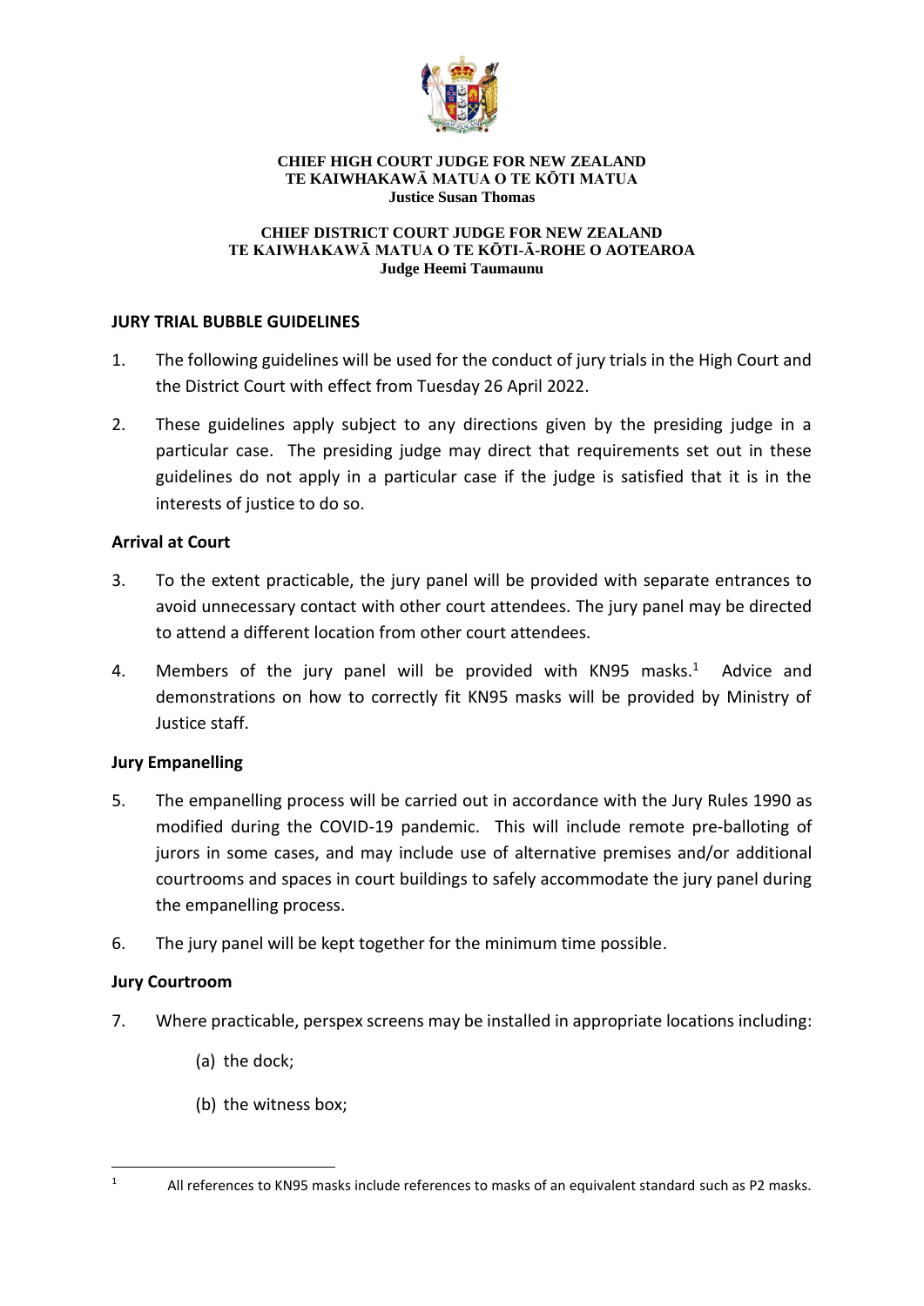**CHIEF HIGH COURT JUDGE FOR NEW ZEALAND**
**TE KAIWHAKAWĀ MATUA O TE KŌTI MATUA**
**Justice Susan Thomas**

**CHIEF DISTRICT COURT JUDGE FOR NEW ZEALAND**
**TE KAIWHAKAWĀ MATUA O TE KŌTI-Ā-ROHE O AOTEAROA**
**Judge Heemi Taumaunu**

## JURY TRIAL BUBBLE GUIDELINES

1. The following guidelines will be used for the conduct of jury trials in the High Court and the District Court with effect from Tuesday 26 April 2022.

2. These guidelines apply subject to any directions given by the presiding judge in a particular case. The presiding judge may direct that requirements set out in these guidelines do not apply in a particular case if the judge is satisfied that it is in the interests of justice to do so.

### Arrival at Court

3. To the extent practicable, the jury panel will be provided with separate entrances to avoid unnecessary contact with other court attendees. The jury panel may be directed to attend a different location from other court attendees.

4. Members of the jury panel will be provided with KN95 masks.[1] Advice and demonstrations on how to correctly fit KN95 masks will be provided by Ministry of Justice staff.

### Jury Empanelling

5. The empanelling process will be carried out in accordance with the Jury Rules 1990 as modified during the COVID-19 pandemic. This will include remote pre-balloting of jurors in some cases, and may include use of alternative premises and/or additional courtrooms and spaces in court buildings to safely accommodate the jury panel during the empanelling process.

6. The jury panel will be kept together for the minimum time possible.

### Jury Courtroom

7. Where practicable, perspex screens may be installed in appropriate locations including:

   (a) the dock;

   (b) the witness box;

---

[1] All references to KN95 masks include references to masks of an equivalent standard such as P2 masks.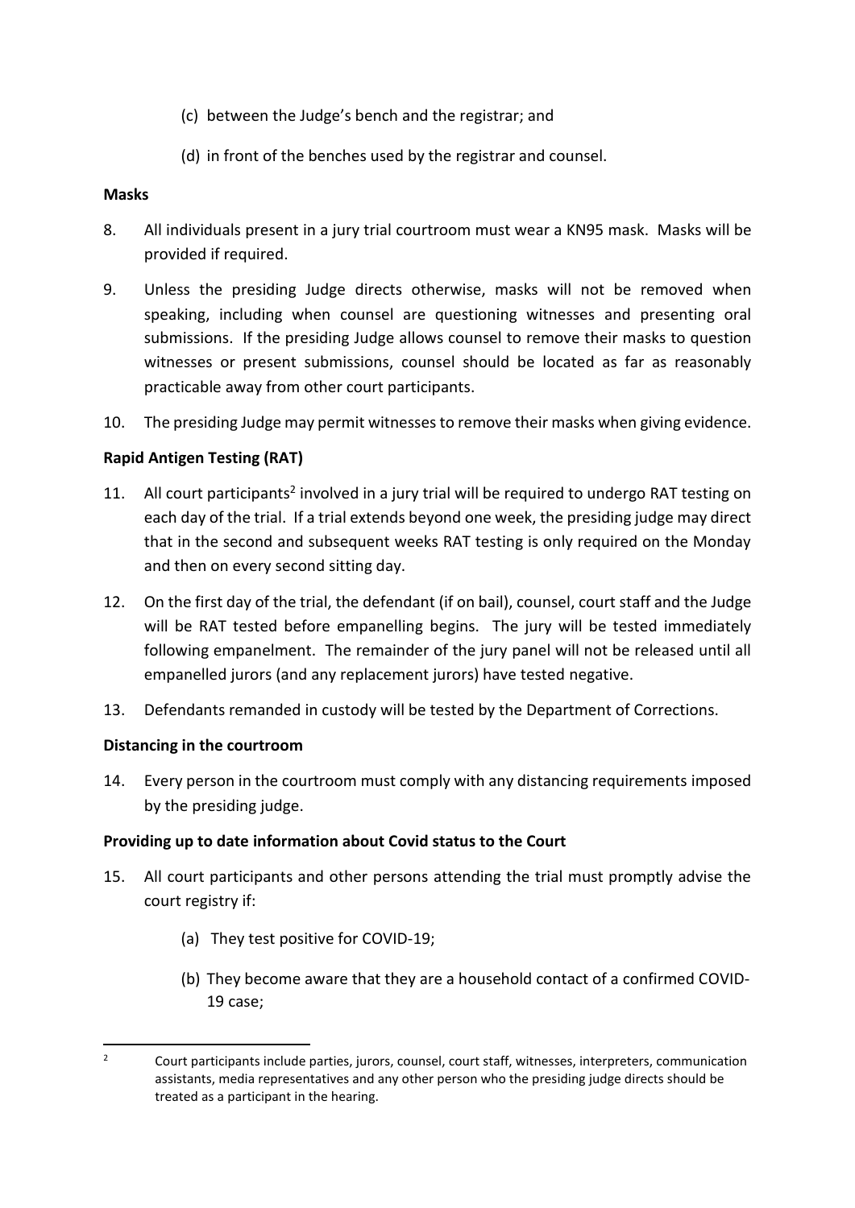(c) between the Judge's bench and the registrar; and

(d) in front of the benches used by the registrar and counsel.

**Masks**

8. All individuals present in a jury trial courtroom must wear a KN95 mask. Masks will be provided if required.

9. Unless the presiding Judge directs otherwise, masks will not be removed when speaking, including when counsel are questioning witnesses and presenting oral submissions. If the presiding Judge allows counsel to remove their masks to question witnesses or present submissions, counsel should be located as far as reasonably practicable away from other court participants.

10. The presiding Judge may permit witnesses to remove their masks when giving evidence.

**Rapid Antigen Testing (RAT)**

11. All court participants[2] involved in a jury trial will be required to undergo RAT testing on each day of the trial. If a trial extends beyond one week, the presiding judge may direct that in the second and subsequent weeks RAT testing is only required on the Monday and then on every second sitting day.

12. On the first day of the trial, the defendant (if on bail), counsel, court staff and the Judge will be RAT tested before empanelling begins. The jury will be tested immediately following empanelment. The remainder of the jury panel will not be released until all empanelled jurors (and any replacement jurors) have tested negative.

13. Defendants remanded in custody will be tested by the Department of Corrections.

**Distancing in the courtroom**

14. Every person in the courtroom must comply with any distancing requirements imposed by the presiding judge.

**Providing up to date information about Covid status to the Court**

15. All court participants and other persons attending the trial must promptly advise the court registry if:

    (a) They test positive for COVID-19;

    (b) They become aware that they are a household contact of a confirmed COVID-19 case;

---

[2] Court participants include parties, jurors, counsel, court staff, witnesses, interpreters, communication assistants, media representatives and any other person who the presiding judge directs should be treated as a participant in the hearing.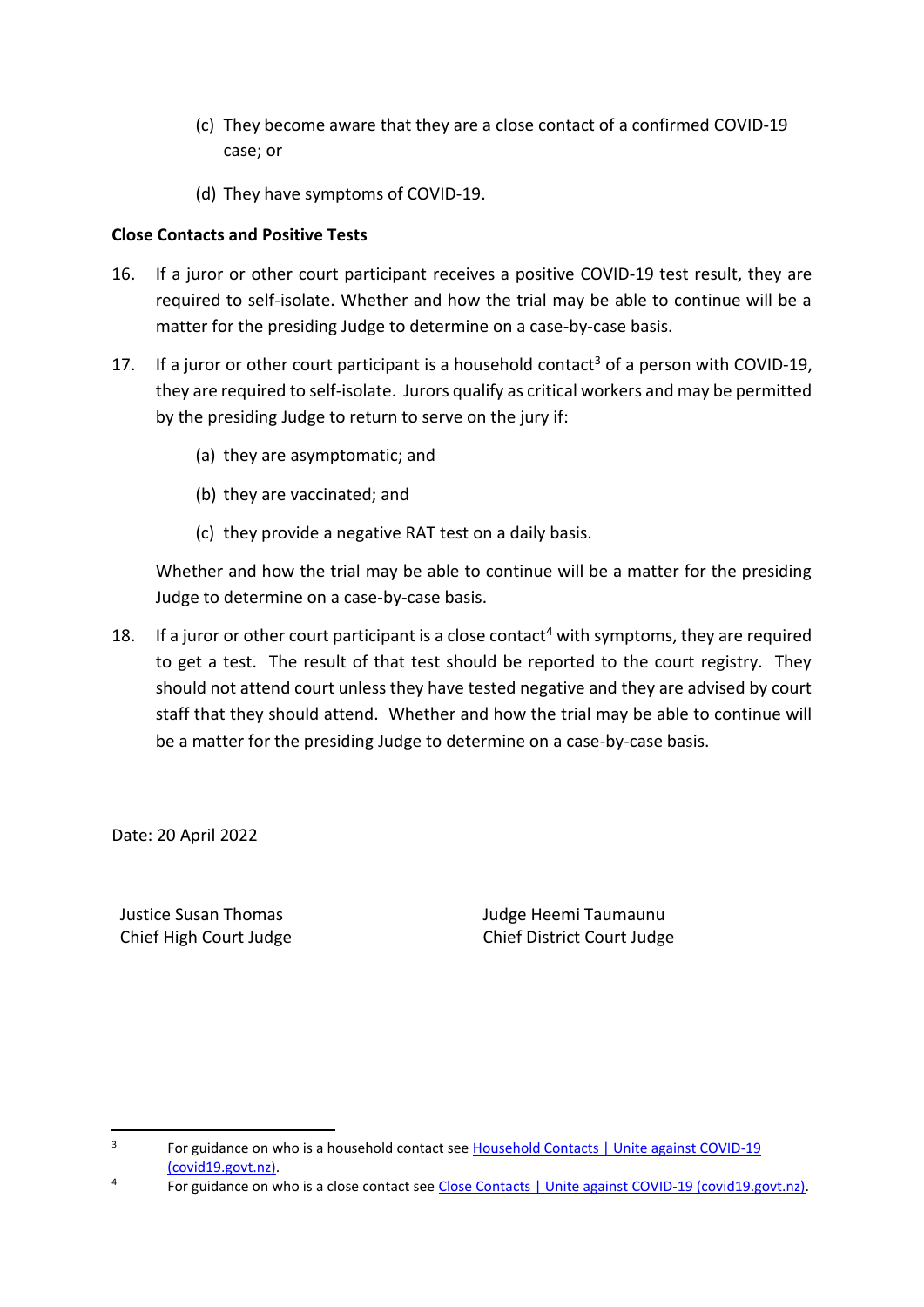(c) They become aware that they are a close contact of a confirmed COVID-19 case; or

(d) They have symptoms of COVID-19.

**Close Contacts and Positive Tests**

16. If a juror or other court participant receives a positive COVID-19 test result, they are required to self-isolate. Whether and how the trial may be able to continue will be a matter for the presiding Judge to determine on a case-by-case basis.

17. If a juror or other court participant is a household contact[3] of a person with COVID-19, they are required to self-isolate. Jurors qualify as critical workers and may be permitted by the presiding Judge to return to serve on the jury if:

    (a) they are asymptomatic; and

    (b) they are vaccinated; and

    (c) they provide a negative RAT test on a daily basis.

    Whether and how the trial may be able to continue will be a matter for the presiding Judge to determine on a case-by-case basis.

18. If a juror or other court participant is a close contact[4] with symptoms, they are required to get a test. The result of that test should be reported to the court registry. They should not attend court unless they have tested negative and they are advised by court staff that they should attend. Whether and how the trial may be able to continue will be a matter for the presiding Judge to determine on a case-by-case basis.

Date: 20 April 2022

Justice Susan Thomas
Chief High Court Judge

Judge Heemi Taumaunu
Chief District Court Judge

---

[3] For guidance on who is a household contact see [Household Contacts | Unite against COVID-19 (covid19.govt.nz)](covid19.govt.nz).

[4] For guidance on who is a close contact see [Close Contacts | Unite against COVID-19 (covid19.govt.nz)](covid19.govt.nz).